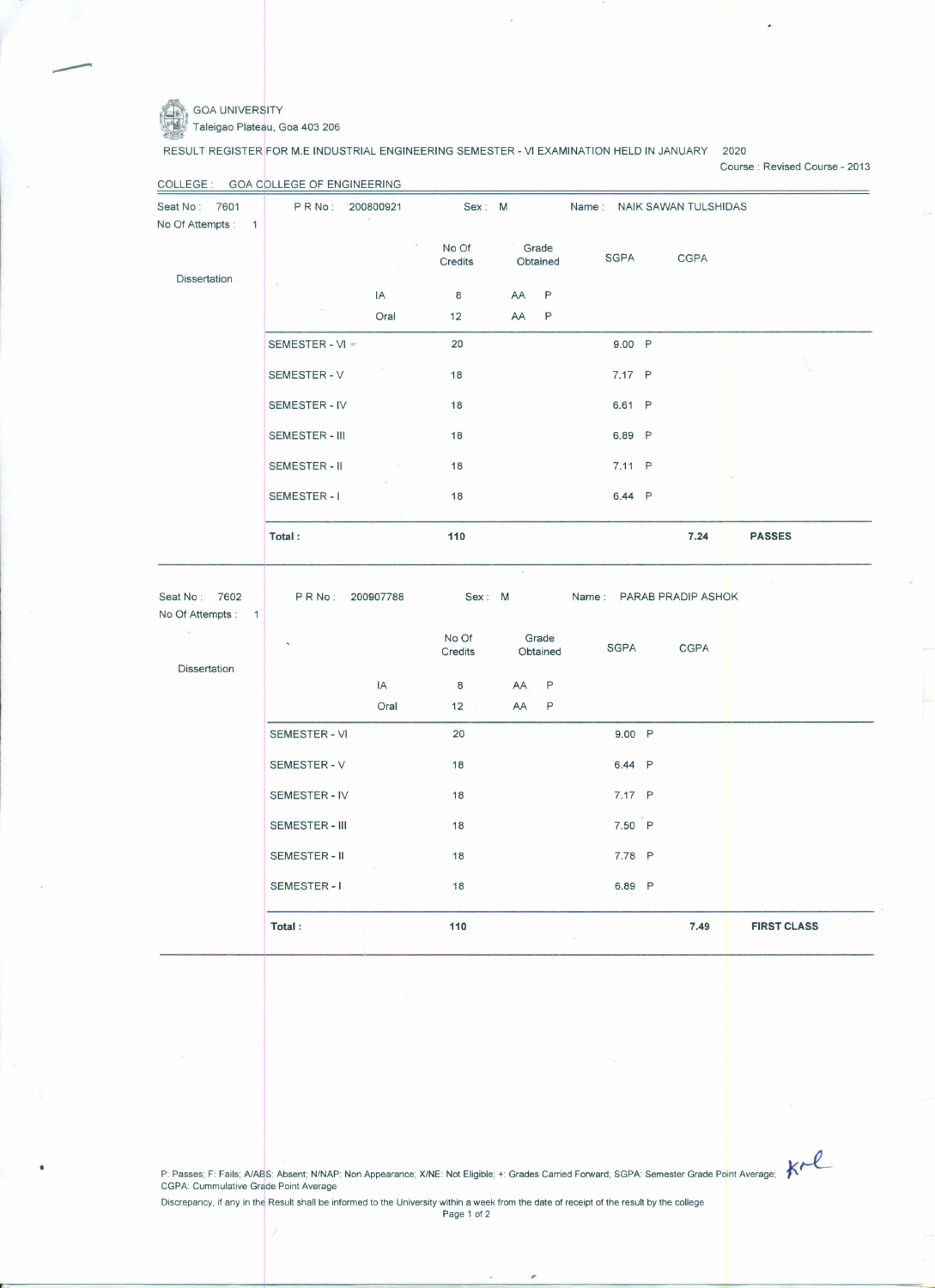GOA UNIVERSITY
Taleigao Plateau, Goa 403 206

RESULT REGISTER FOR M.E INDUSTRIAL ENGINEERING SEMESTER - VI EXAMINATION HELD IN JANUARY 2020

Course : Revised Course - 2013

COLLEGE : GOA COLLEGE OF ENGINEERING

Seat No : 7601 | P R No : 200800921 | Sex : M | Name : NAIK SAWAN TULSHIDAS

No Of Attempts : 1

| | | No Of Credits | Grade Obtained | | SGPA | | CGPA | |
|---|---|---|---|---|---|---|---|---|
| Dissertation | | | | | | | | |
| | IA | 8 | AA | P | | | | |
| | Oral | 12 | AA | P | | | | |
| SEMESTER - VI | | 20 | | | 9.00 | P | | |
| SEMESTER - V | | 18 | | | 7.17 | P | | |
| SEMESTER - IV | | 18 | | | 6.61 | P | | |
| SEMESTER - III | | 18 | | | 6.89 | P | | |
| SEMESTER - II | | 18 | | | 7.11 | P | | |
| SEMESTER - I | | 18 | | | 6.44 | P | | |
| **Total :** | | **110** | | | | | **7.24** | **PASSES** |

Seat No : 7602 | P R No : 200907788 | Sex : M | Name : PARAB PRADIP ASHOK

No Of Attempts : 1

| | | No Of Credits | Grade Obtained | | SGPA | | CGPA | |
|---|---|---|---|---|---|---|---|---|
| Dissertation | | | | | | | | |
| | IA | 8 | AA | P | | | | |
| | Oral | 12 | AA | P | | | | |
| SEMESTER - VI | | 20 | | | 9.00 | P | | |
| SEMESTER - V | | 18 | | | 6.44 | P | | |
| SEMESTER - IV | | 18 | | | 7.17 | P | | |
| SEMESTER - III | | 18 | | | 7.50 | P | | |
| SEMESTER - II | | 18 | | | 7.78 | P | | |
| SEMESTER - I | | 18 | | | 6.89 | P | | |
| **Total :** | | **110** | | | | | **7.49** | **FIRST CLASS** |

P: Passes; F: Fails; A/ABS: Absent; N/NAP: Non Appearance; X/NE: Not Eligible; +: Grades Carried Forward; SGPA: Semester Grade Point Average; CGPA: Cummulative Grade Point Average

Discrepancy, if any in the Result shall be informed to the University within a week from the date of receipt of the result by the college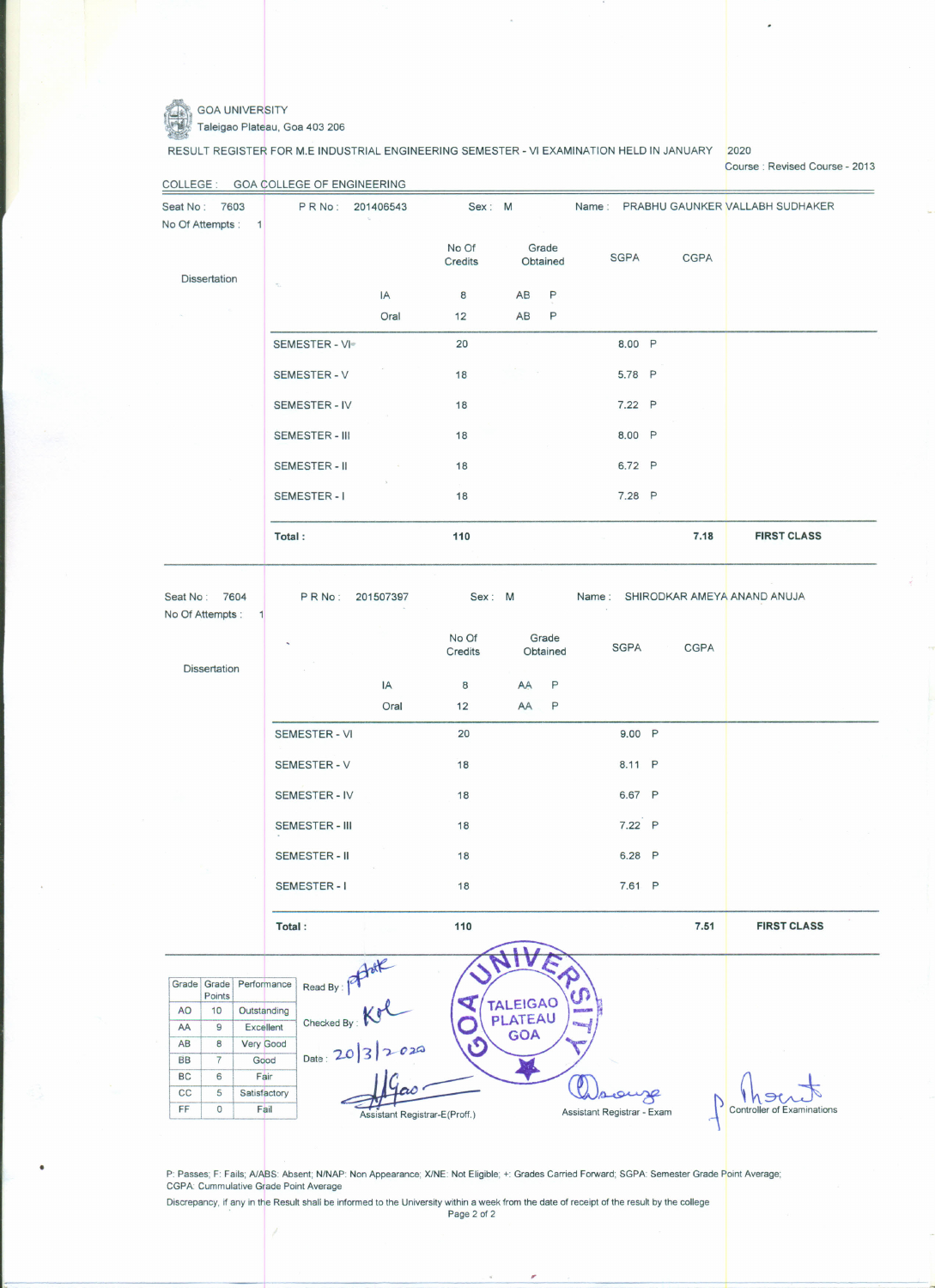GOA UNIVERSITY
Taleigao Plateau, Goa 403 206

RESULT REGISTER FOR M.E INDUSTRIAL ENGINEERING SEMESTER - VI EXAMINATION HELD IN JANUARY 2020

Course : Revised Course - 2013

COLLEGE : GOA COLLEGE OF ENGINEERING

Seat No : 7603 P R No : 201406543 Sex : M Name : PRABHU GAUNKER VALLABH SUDHAKER
No Of Attempts : 1

| | | No Of Credits | Grade Obtained | | SGPA | | CGPA | |
|---|---|---|---|---|---|---|---|---|
| Dissertation | IA | 8 | AB | P | | | | |
| | Oral | 12 | AB | P | | | | |
| SEMESTER - VI | | 20 | | | 8.00 | P | | |
| SEMESTER - V | | 18 | | | 5.78 | P | | |
| SEMESTER - IV | | 18 | | | 7.22 | P | | |
| SEMESTER - III | | 18 | | | 8.00 | P | | |
| SEMESTER - II | | 18 | | | 6.72 | P | | |
| SEMESTER - I | | 18 | | | 7.28 | P | | |
| **Total :** | | **110** | | | | | **7.18** | **FIRST CLASS** |

Seat No : 7604 P R No : 201507397 Sex : M Name : SHIRODKAR AMEYA ANAND ANUJA
No Of Attempts : 1

| | | No Of Credits | Grade Obtained | | SGPA | | CGPA | |
|---|---|---|---|---|---|---|---|---|
| Dissertation | IA | 8 | AA | P | | | | |
| | Oral | 12 | AA | P | | | | |
| SEMESTER - VI | | 20 | | | 9.00 | P | | |
| SEMESTER - V | | 18 | | | 8.11 | P | | |
| SEMESTER - IV | | 18 | | | 6.67 | P | | |
| SEMESTER - III | | 18 | | | 7.22 | P | | |
| SEMESTER - II | | 18 | | | 6.28 | P | | |
| SEMESTER - I | | 18 | | | 7.61 | P | | |
| **Total :** | | **110** | | | | | **7.51** | **FIRST CLASS** |

| Grade | Grade Points | Performance |
|---|---|---|
| AO | 10 | Outstanding |
| AA | 9 | Excellent |
| AB | 8 | Very Good |
| BB | 7 | Good |
| BC | 6 | Fair |
| CC | 5 | Satisfactory |
| FF | 0 | Fail |

Read By :

Checked By :

Date : 20/3/2020

GOA UNIVERSITY TALEIGAO PLATEAU GOA

Assistant Registrar-E(Proff.) Assistant Registrar - Exam Controller of Examinations

P: Passes; F: Fails; A/ABS: Absent; N/NAP: Non Appearance; X/NE: Not Eligible; +: Grades Carried Forward; SGPA: Semester Grade Point Average; CGPA: Cummulative Grade Point Average

Discrepancy, if any in the Result shall be informed to the University within a week from the date of receipt of the result by the college